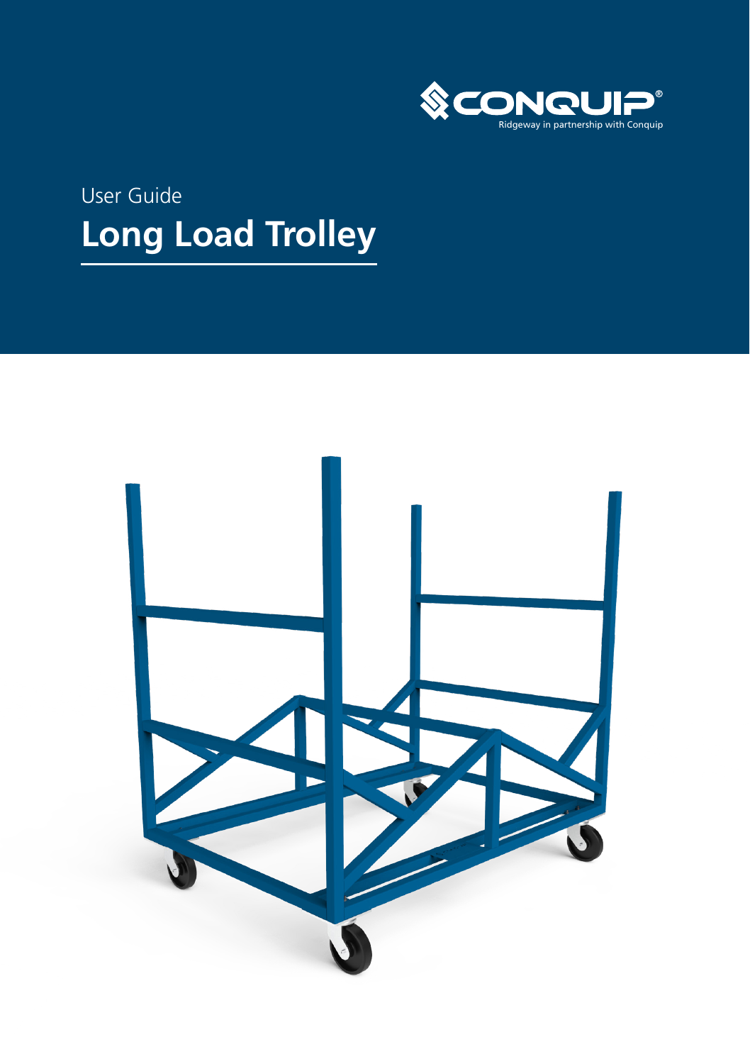CONQUIP®

Ridgeway in partnership with Conquip

User Guide

# Long Load Trolley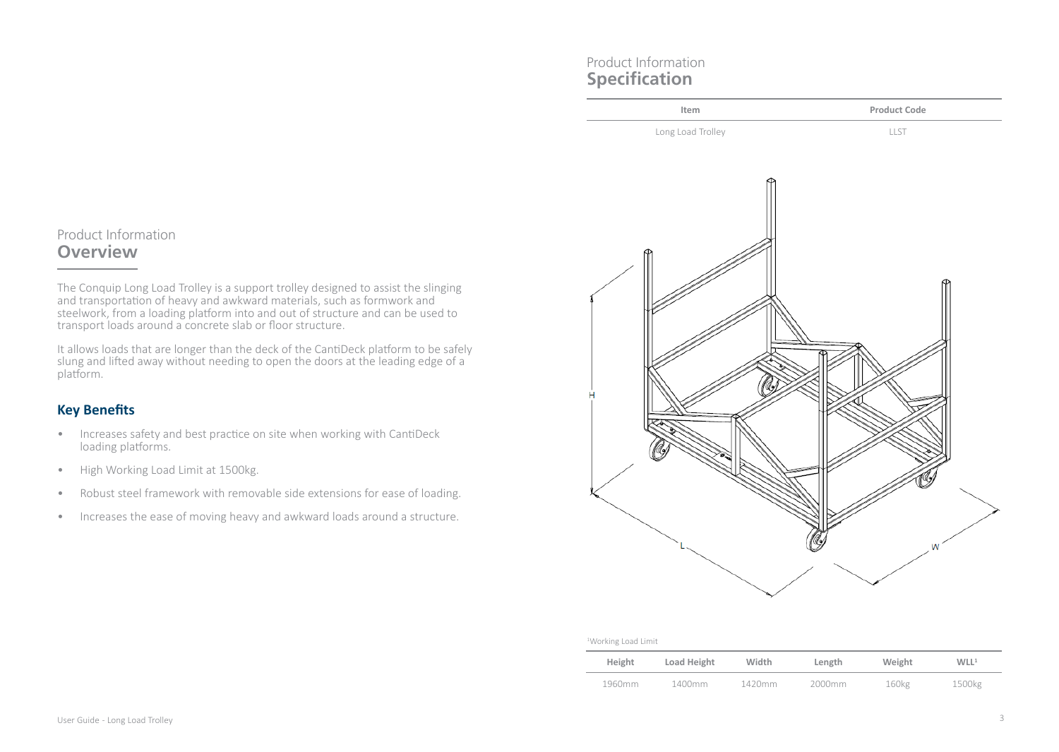# Product Information
## Overview

The Conquip Long Load Trolley is a support trolley designed to assist the slinging and transportation of heavy and awkward materials, such as formwork and steelwork, from a loading platform into and out of structure and can be used to transport loads around a concrete slab or floor structure.

It allows loads that are longer than the deck of the CantiDeck platform to be safely slung and lifted away without needing to open the doors at the leading edge of a platform.

### Key Benefits

- Increases safety and best practice on site when working with CantiDeck loading platforms.
- High Working Load Limit at 1500kg.
- Robust steel framework with removable side extensions for ease of loading.
- Increases the ease of moving heavy and awkward loads around a structure.

# Product Information
## Specification

| Item | Product Code |
| --- | --- |
| Long Load Trolley | LLST |

[1]Working Load Limit

| Height | Load Height | Width | Length | Weight | WLL[1] |
| --- | --- | --- | --- | --- | --- |
| 1960mm | 1400mm | 1420mm | 2000mm | 160kg | 1500kg |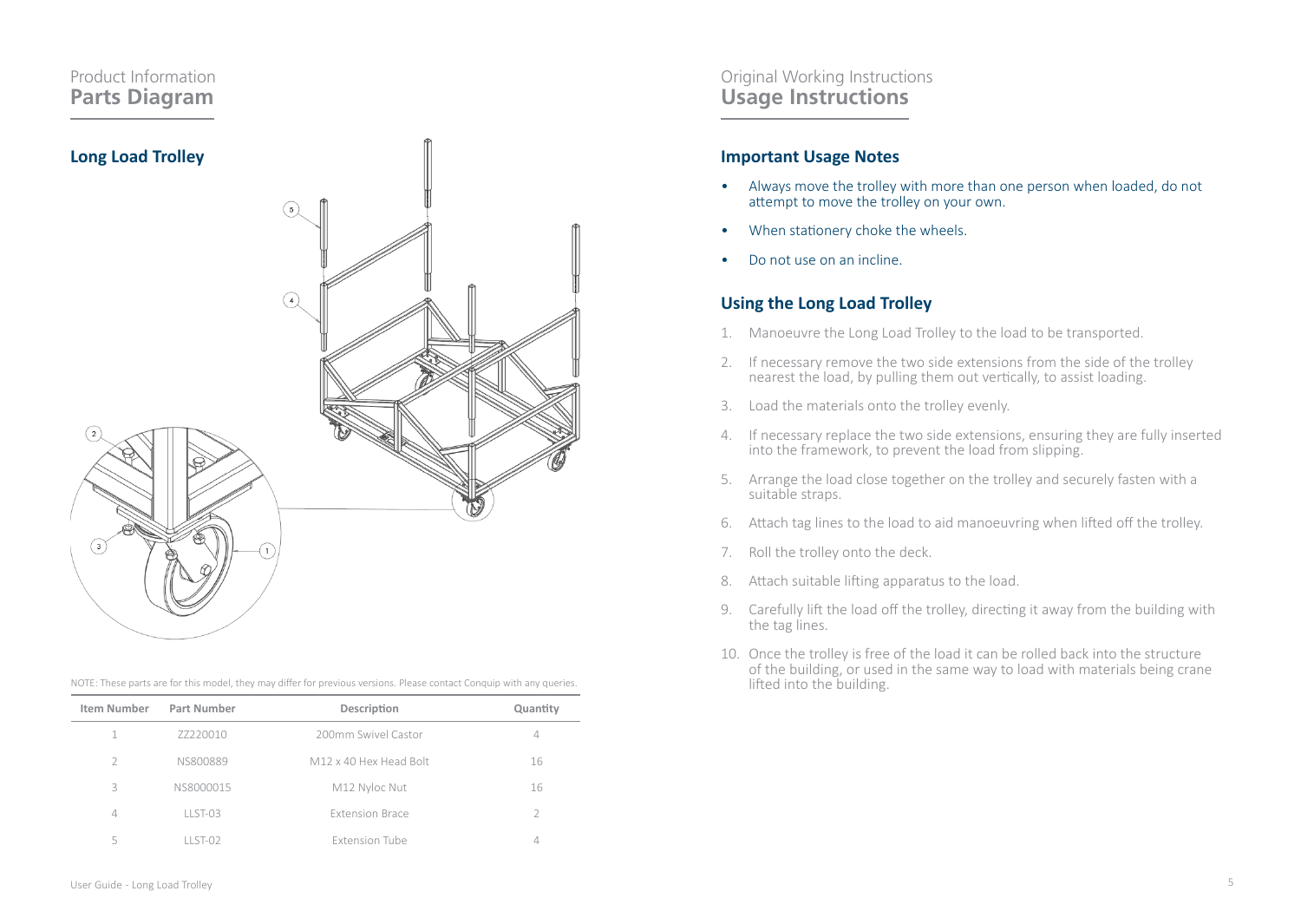Product Information
# Parts Diagram

## Long Load Trolley

NOTE: These parts are for this model, they may differ for previous versions. Please contact Conquip with any queries.

| Item Number | Part Number | Description | Quantity |
|---|---|---|---|
| 1 | ZZ220010 | 200mm Swivel Castor | 4 |
| 2 | NS800889 | M12 x 40 Hex Head Bolt | 16 |
| 3 | NS8000015 | M12 Nyloc Nut | 16 |
| 4 | LLST-03 | Extension Brace | 2 |
| 5 | LLST-02 | Extension Tube | 4 |

Original Working Instructions
# Usage Instructions

## Important Usage Notes

- Always move the trolley with more than one person when loaded, do not attempt to move the trolley on your own.
- When stationery choke the wheels.
- Do not use on an incline.

## Using the Long Load Trolley

1. Manoeuvre the Long Load Trolley to the load to be transported.
2. If necessary remove the two side extensions from the side of the trolley nearest the load, by pulling them out vertically, to assist loading.
3. Load the materials onto the trolley evenly.
4. If necessary replace the two side extensions, ensuring they are fully inserted into the framework, to prevent the load from slipping.
5. Arrange the load close together on the trolley and securely fasten with a suitable straps.
6. Attach tag lines to the load to aid manoeuvring when lifted off the trolley.
7. Roll the trolley onto the deck.
8. Attach suitable lifting apparatus to the load.
9. Carefully lift the load off the trolley, directing it away from the building with the tag lines.
10. Once the trolley is free of the load it can be rolled back into the structure of the building, or used in the same way to load with materials being crane lifted into the building.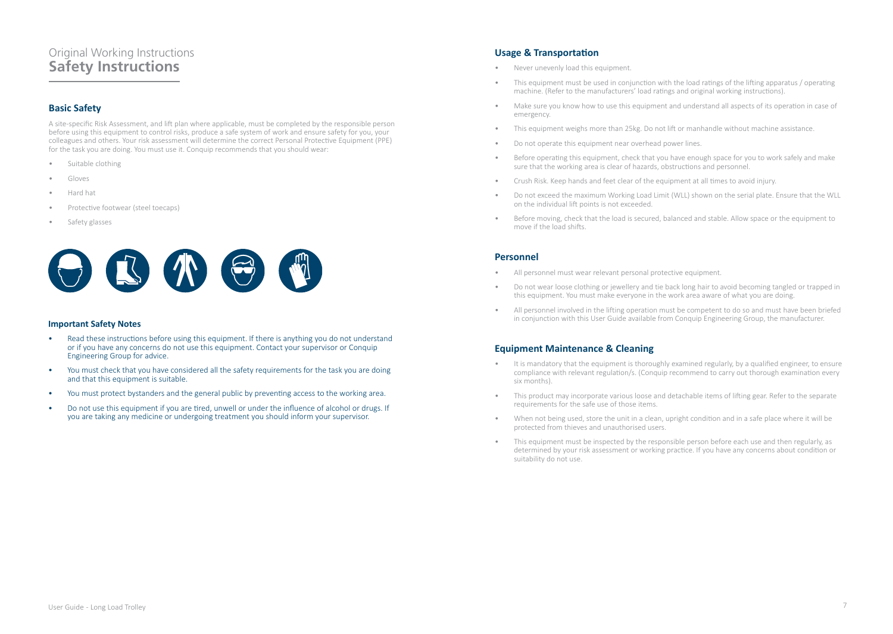Original Working Instructions
# Safety Instructions

## Basic Safety

A site-specific Risk Assessment, and lift plan where applicable, must be completed by the responsible person before using this equipment to control risks, produce a safe system of work and ensure safety for you, your colleagues and others. Your risk assessment will determine the correct Personal Protective Equipment (PPE) for the task you are doing. You must use it. Conquip recommends that you should wear:

- Suitable clothing
- Gloves
- Hard hat
- Protective footwear (steel toecaps)
- Safety glasses

### Important Safety Notes

- Read these instructions before using this equipment. If there is anything you do not understand or if you have any concerns do not use this equipment. Contact your supervisor or Conquip Engineering Group for advice.
- You must check that you have considered all the safety requirements for the task you are doing and that this equipment is suitable.
- You must protect bystanders and the general public by preventing access to the working area.
- Do not use this equipment if you are tired, unwell or under the influence of alcohol or drugs. If you are taking any medicine or undergoing treatment you should inform your supervisor.

## Usage & Transportation

- Never unevenly load this equipment.
- This equipment must be used in conjunction with the load ratings of the lifting apparatus / operating machine. (Refer to the manufacturers' load ratings and original working instructions).
- Make sure you know how to use this equipment and understand all aspects of its operation in case of emergency.
- This equipment weighs more than 25kg. Do not lift or manhandle without machine assistance.
- Do not operate this equipment near overhead power lines.
- Before operating this equipment, check that you have enough space for you to work safely and make sure that the working area is clear of hazards, obstructions and personnel.
- Crush Risk. Keep hands and feet clear of the equipment at all times to avoid injury.
- Do not exceed the maximum Working Load Limit (WLL) shown on the serial plate. Ensure that the WLL on the individual lift points is not exceeded.
- Before moving, check that the load is secured, balanced and stable. Allow space or the equipment to move if the load shifts.

## Personnel

- All personnel must wear relevant personal protective equipment.
- Do not wear loose clothing or jewellery and tie back long hair to avoid becoming tangled or trapped in this equipment. You must make everyone in the work area aware of what you are doing.
- All personnel involved in the lifting operation must be competent to do so and must have been briefed in conjunction with this User Guide available from Conquip Engineering Group, the manufacturer.

## Equipment Maintenance & Cleaning

- It is mandatory that the equipment is thoroughly examined regularly, by a qualified engineer, to ensure compliance with relevant regulation/s. (Conquip recommend to carry out thorough examination every six months).
- This product may incorporate various loose and detachable items of lifting gear. Refer to the separate requirements for the safe use of those items.
- When not being used, store the unit in a clean, upright condition and in a safe place where it will be protected from thieves and unauthorised users.
- This equipment must be inspected by the responsible person before each use and then regularly, as determined by your risk assessment or working practice. If you have any concerns about condition or suitability do not use.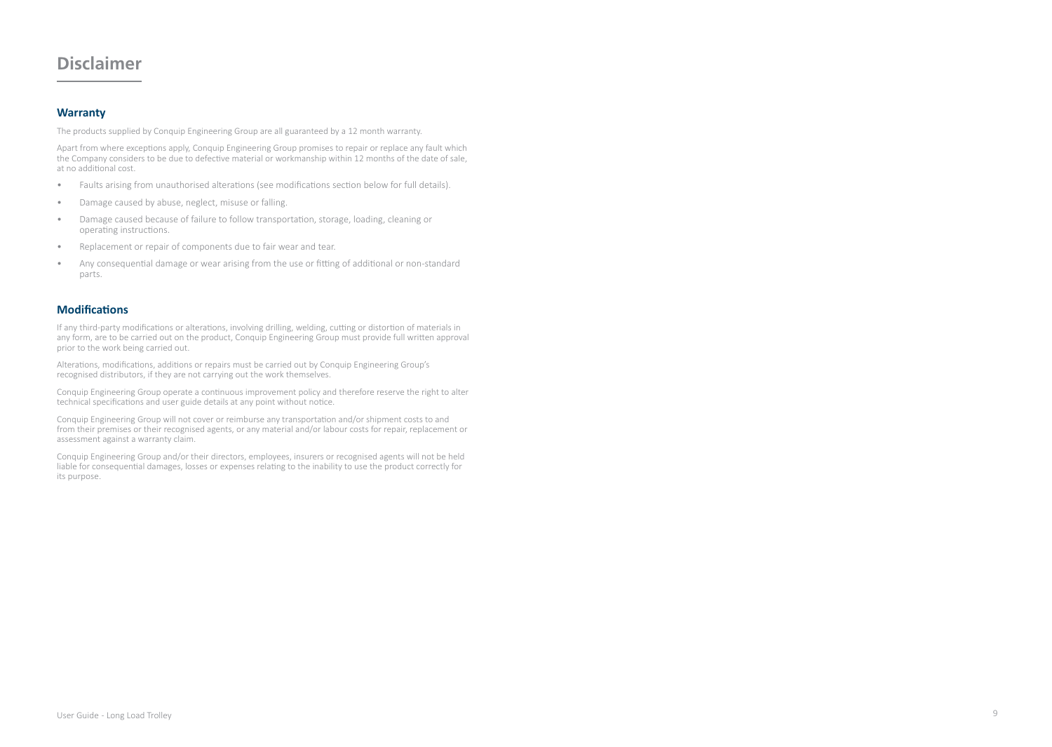# Disclaimer

## Warranty

The products supplied by Conquip Engineering Group are all guaranteed by a 12 month warranty.

Apart from where exceptions apply, Conquip Engineering Group promises to repair or replace any fault which the Company considers to be due to defective material or workmanship within 12 months of the date of sale, at no additional cost.

- Faults arising from unauthorised alterations (see modifications section below for full details).
- Damage caused by abuse, neglect, misuse or falling.
- Damage caused because of failure to follow transportation, storage, loading, cleaning or operating instructions.
- Replacement or repair of components due to fair wear and tear.
- Any consequential damage or wear arising from the use or fitting of additional or non-standard parts.

## Modifications

If any third-party modifications or alterations, involving drilling, welding, cutting or distortion of materials in any form, are to be carried out on the product, Conquip Engineering Group must provide full written approval prior to the work being carried out.

Alterations, modifications, additions or repairs must be carried out by Conquip Engineering Group's recognised distributors, if they are not carrying out the work themselves.

Conquip Engineering Group operate a continuous improvement policy and therefore reserve the right to alter technical specifications and user guide details at any point without notice.

Conquip Engineering Group will not cover or reimburse any transportation and/or shipment costs to and from their premises or their recognised agents, or any material and/or labour costs for repair, replacement or assessment against a warranty claim.

Conquip Engineering Group and/or their directors, employees, insurers or recognised agents will not be held liable for consequential damages, losses or expenses relating to the inability to use the product correctly for its purpose.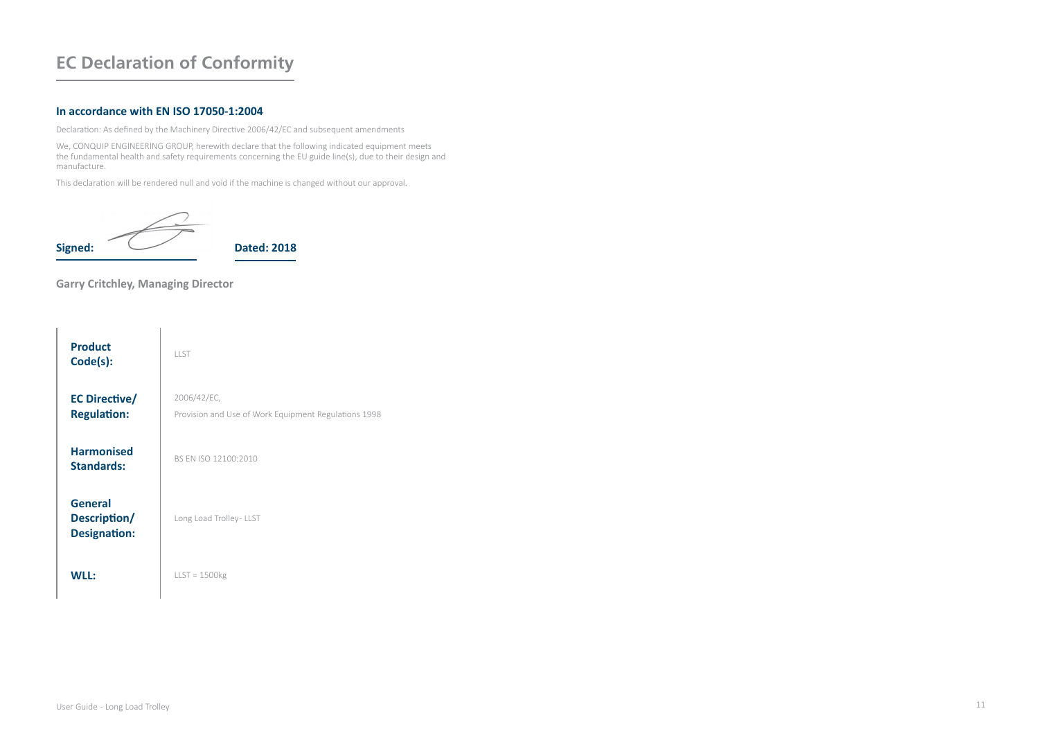# EC Declaration of Conformity

### In accordance with EN ISO 17050-1:2004

Declaration: As defined by the Machinery Directive 2006/42/EC and subsequent amendments

We, CONQUIP ENGINEERING GROUP, herewith declare that the following indicated equipment meets the fundamental health and safety requirements concerning the EU guide line(s), due to their design and manufacture.

This declaration will be rendered null and void if the machine is changed without our approval.

**Signed:** **Dated: 2018**

**Garry Critchley, Managing Director**

| | |
|---|---|
| **Product Code(s):** | LLST |
| **EC Directive/ Regulation:** | 2006/42/EC,<br>Provision and Use of Work Equipment Regulations 1998 |
| **Harmonised Standards:** | BS EN ISO 12100:2010 |
| **General Description/ Designation:** | Long Load Trolley- LLST |
| **WLL:** | LLST = 1500kg |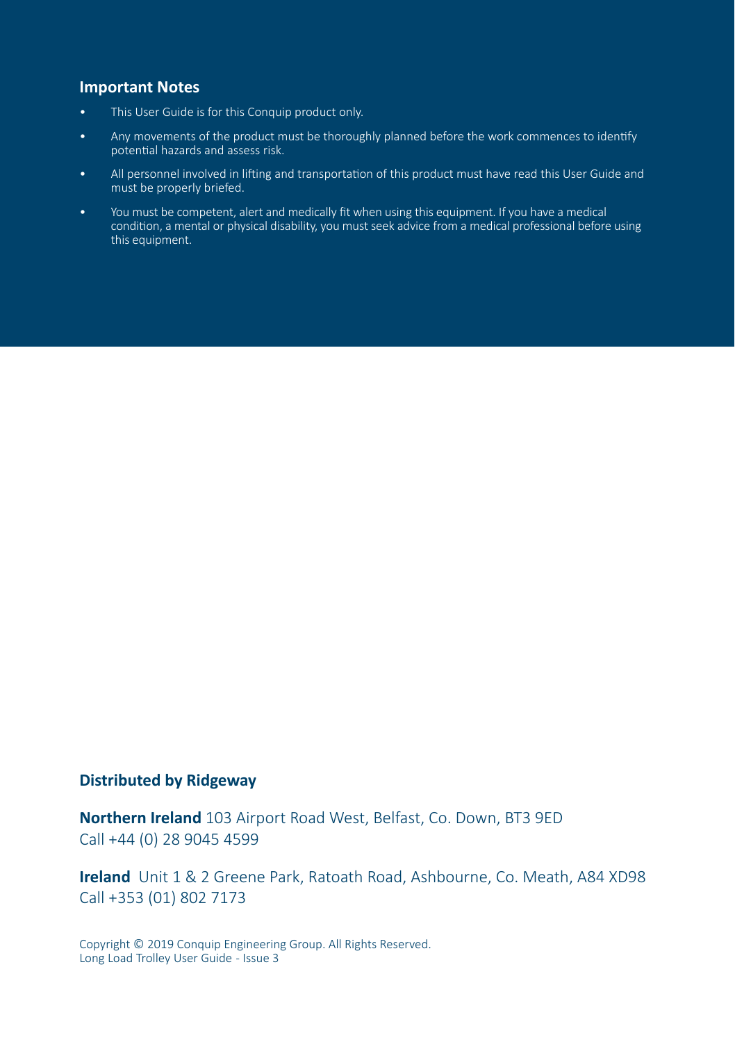## Important Notes

- This User Guide is for this Conquip product only.
- Any movements of the product must be thoroughly planned before the work commences to identify potential hazards and assess risk.
- All personnel involved in lifting and transportation of this product must have read this User Guide and must be properly briefed.
- You must be competent, alert and medically fit when using this equipment. If you have a medical condition, a mental or physical disability, you must seek advice from a medical professional before using this equipment.

## Distributed by Ridgeway

**Northern Ireland** 103 Airport Road West, Belfast, Co. Down, BT3 9ED
Call +44 (0) 28 9045 4599

**Ireland** Unit 1 & 2 Greene Park, Ratoath Road, Ashbourne, Co. Meath, A84 XD98
Call +353 (01) 802 7173

Copyright © 2019 Conquip Engineering Group. All Rights Reserved.
Long Load Trolley User Guide - Issue 3